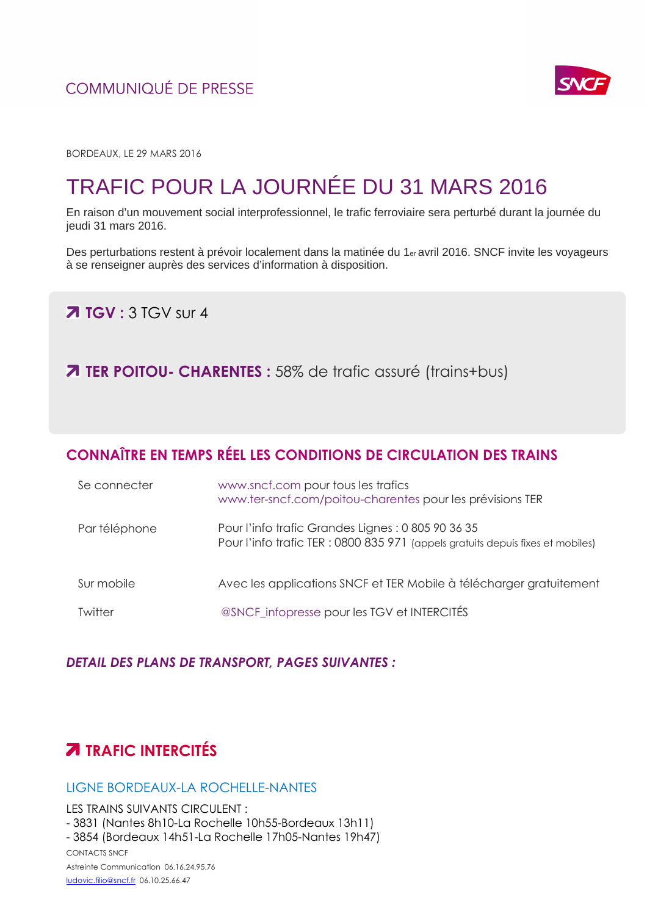COMMUNIQUÉ DE PRESSE

BORDEAUX, LE 29 MARS 2016

# TRAFIC POUR LA JOURNÉE DU 31 MARS 2016

En raison d'un mouvement social interprofessionnel, le trafic ferroviaire sera perturbé durant la journée du jeudi 31 mars 2016.

Des perturbations restent à prévoir localement dans la matinée du 1er avril 2016. SNCF invite les voyageurs à se renseigner auprès des services d'information à disposition.

**TGV :** 3 TGV sur 4

**TER POITOU- CHARENTES :** 58% de trafic assuré (trains+bus)

## CONNAÎTRE EN TEMPS RÉEL LES CONDITIONS DE CIRCULATION DES TRAINS

| | |
|---|---|
| Se connecter | www.sncf.com pour tous les trafics<br>www.ter-sncf.com/poitou-charentes pour les prévisions TER |
| Par téléphone | Pour l'info trafic Grandes Lignes : 0 805 90 36 35<br>Pour l'info trafic TER : 0800 835 971 (appels gratuits depuis fixes et mobiles) |
| Sur mobile | Avec les applications SNCF et TER Mobile à télécharger gratuitement |
| Twitter | @SNCF_infopresse pour les TGV et INTERCITÉS |

***DETAIL DES PLANS DE TRANSPORT, PAGES SUIVANTES :***

## TRAFIC INTERCITÉS

### LIGNE BORDEAUX-LA ROCHELLE-NANTES

LES TRAINS SUIVANTS CIRCULENT :
- 3831 (Nantes 8h10-La Rochelle 10h55-Bordeaux 13h11)
- 3854 (Bordeaux 14h51-La Rochelle 17h05-Nantes 19h47)

CONTACTS SNCF
Astreinte Communication 06.16.24.95.76
ludovic.filio@sncf.fr 06.10.25.66.47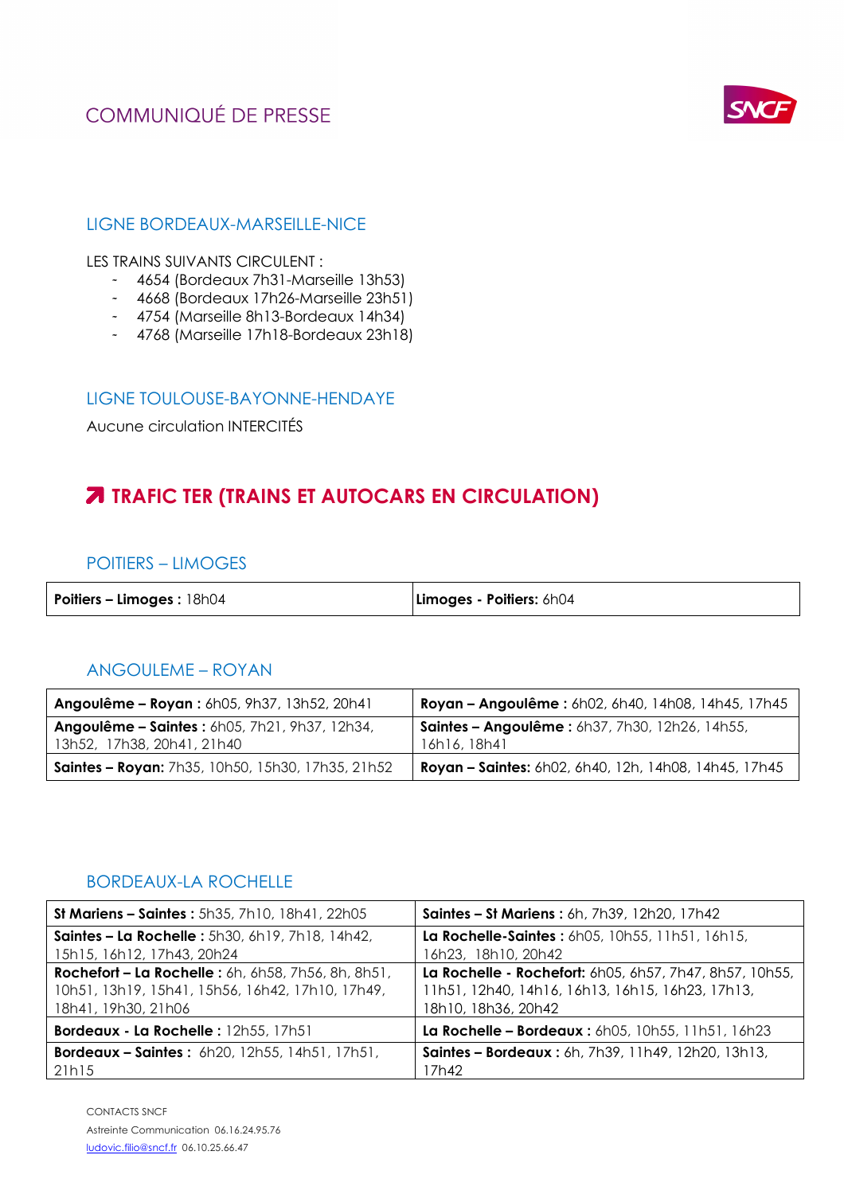## LIGNE BORDEAUX-MARSEILLE-NICE

LES TRAINS SUIVANTS CIRCULENT :

- 4654 (Bordeaux 7h31-Marseille 13h53)
- 4668 (Bordeaux 17h26-Marseille 23h51)
- 4754 (Marseille 8h13-Bordeaux 14h34)
- 4768 (Marseille 17h18-Bordeaux 23h18)

## LIGNE TOULOUSE-BAYONNE-HENDAYE

Aucune circulation INTERCITÉS

# TRAFIC TER (TRAINS ET AUTOCARS EN CIRCULATION)

## POITIERS – LIMOGES

| **Poitiers – Limoges :** 18h04 | **Limoges - Poitiers:** 6h04 |
|---|---|

## ANGOULEME – ROYAN

| **Angoulême – Royan :** 6h05, 9h37, 13h52, 20h41 | **Royan – Angoulême :** 6h02, 6h40, 14h08, 14h45, 17h45 |
|---|---|
| **Angoulême – Saintes :** 6h05, 7h21, 9h37, 12h34, 13h52, 17h38, 20h41, 21h40 | **Saintes – Angoulême :** 6h37, 7h30, 12h26, 14h55, 16h16, 18h41 |
| **Saintes – Royan:** 7h35, 10h50, 15h30, 17h35, 21h52 | **Royan – Saintes:** 6h02, 6h40, 12h, 14h08, 14h45, 17h45 |

## BORDEAUX-LA ROCHELLE

| **St Mariens – Saintes :** 5h35, 7h10, 18h41, 22h05 | **Saintes – St Mariens :** 6h, 7h39, 12h20, 17h42 |
|---|---|
| **Saintes – La Rochelle :** 5h30, 6h19, 7h18, 14h42, 15h15, 16h12, 17h43, 20h24 | **La Rochelle-Saintes :** 6h05, 10h55, 11h51, 16h15, 16h23, 18h10, 20h42 |
| **Rochefort – La Rochelle :** 6h, 6h58, 7h56, 8h, 8h51, 10h51, 13h19, 15h41, 15h56, 16h42, 17h10, 17h49, 18h41, 19h30, 21h06 | **La Rochelle - Rochefort:** 6h05, 6h57, 7h47, 8h57, 10h55, 11h51, 12h40, 14h16, 16h13, 16h15, 16h23, 17h13, 18h10, 18h36, 20h42 |
| **Bordeaux - La Rochelle :** 12h55, 17h51 | **La Rochelle – Bordeaux :** 6h05, 10h55, 11h51, 16h23 |
| **Bordeaux – Saintes :** 6h20, 12h55, 14h51, 17h51, 21h15 | **Saintes – Bordeaux :** 6h, 7h39, 11h49, 12h20, 13h13, 17h42 |

CONTACTS SNCF

Astreinte Communication 06.16.24.95.76

ludovic.filio@sncf.fr 06.10.25.66.47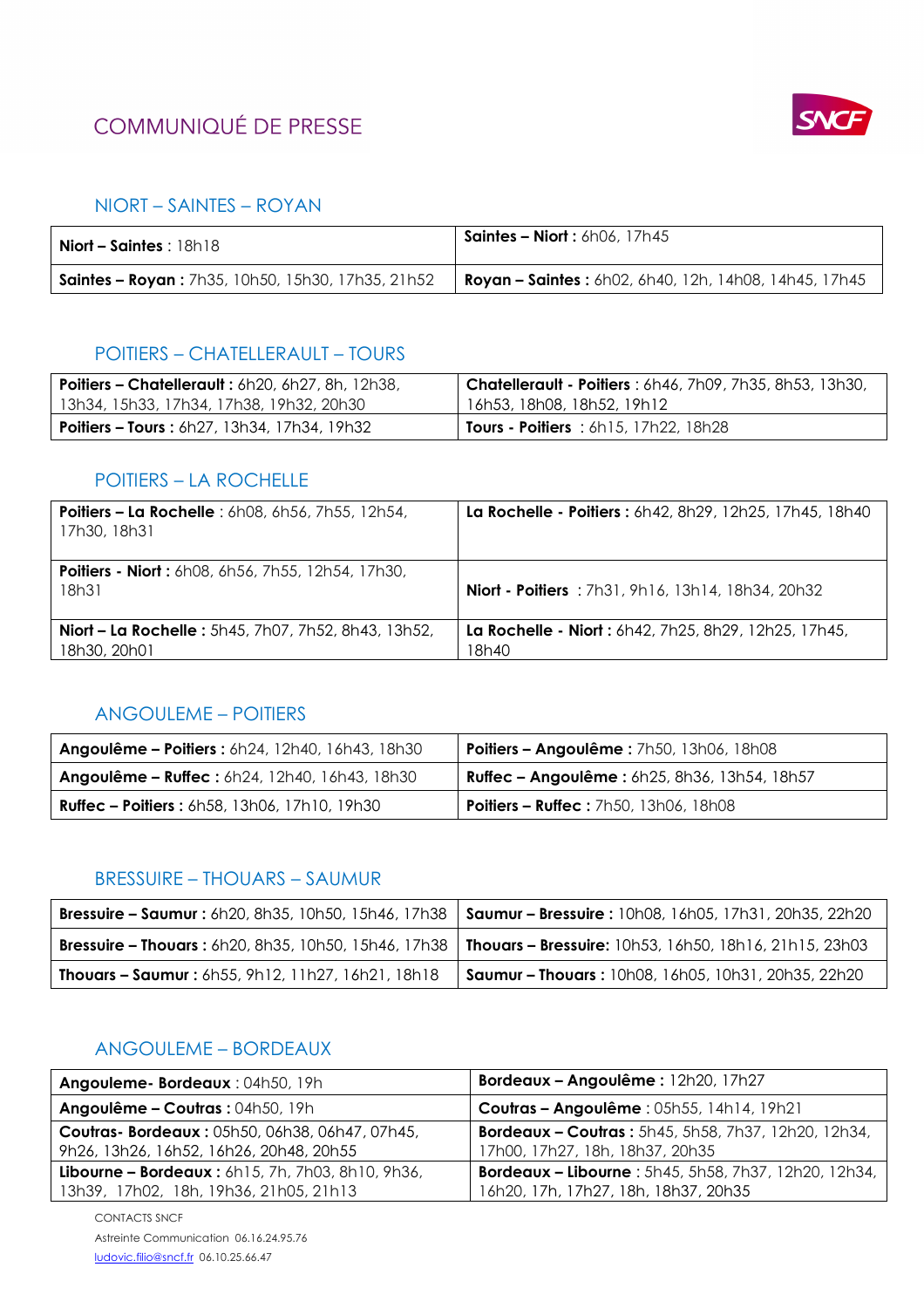# COMMUNIQUÉ DE PRESSE

## NIORT – SAINTES – ROYAN

| | |
|---|---|
| **Niort – Saintes** : 18h18 | **Saintes – Niort :** 6h06, 17h45 |
| **Sainte s – Royan :** 7h35, 10h50, 15h30, 17h35, 21h52 | **Royan – Saintes :** 6h02, 6h40, 12h, 14h08, 14h45, 17h45 |

## POITIERS – CHATELLERAULT – TOURS

| | |
|---|---|
| **Poitiers – Chatellerault :** 6h20, 6h27, 8h, 12h38, 13h34, 15h33, 17h34, 17h38, 19h32, 20h30 | **Chatellerault - Poitiers** : 6h46, 7h09, 7h35, 8h53, 13h30, 16h53, 18h08, 18h52, 19h12 |
| **Poitiers – Tours :** 6h27, 13h34, 17h34, 19h32 | **Tours - Poitiers** : 6h15, 17h22, 18h28 |

## POITIERS – LA ROCHELLE

| | |
|---|---|
| **Poitiers – La Rochelle** : 6h08, 6h56, 7h55, 12h54, 17h30, 18h31 | **La Rochelle - Poitiers :** 6h42, 8h29, 12h25, 17h45, 18h40 |
| **Poitiers - Niort :** 6h08, 6h56, 7h55, 12h54, 17h30, 18h31 | **Niort - Poitiers** : 7h31, 9h16, 13h14, 18h34, 20h32 |
| **Niort – La Rochelle :** 5h45, 7h07, 7h52, 8h43, 13h52, 18h30, 20h01 | **La Rochelle - Niort :** 6h42, 7h25, 8h29, 12h25, 17h45, 18h40 |

## ANGOULEME – POITIERS

| | |
|---|---|
| **Angoulême – Poitiers :** 6h24, 12h40, 16h43, 18h30 | **Poitiers – Angoulême :** 7h50, 13h06, 18h08 |
| **Angoulême – Ruffec :** 6h24, 12h40, 16h43, 18h30 | **Ruffec – Angoulême :** 6h25, 8h36, 13h54, 18h57 |
| **Ruffec – Poitiers :** 6h58, 13h06, 17h10, 19h30 | **Poitiers – Ruffec :** 7h50, 13h06, 18h08 |

## BRESSUIRE – THOUARS – SAUMUR

| | |
|---|---|
| **Bressuire – Saumur :** 6h20, 8h35, 10h50, 15h46, 17h38 | **Saumur – Bressuire :** 10h08, 16h05, 17h31, 20h35, 22h20 |
| **Bressuire – Thouars :** 6h20, 8h35, 10h50, 15h46, 17h38 | **Thouars – Bressuire:** 10h53, 16h50, 18h16, 21h15, 23h03 |
| **Thouars – Saumur :** 6h55, 9h12, 11h27, 16h21, 18h18 | **Saumur – Thouars :** 10h08, 16h05, 10h31, 20h35, 22h20 |

## ANGOULEME – BORDEAUX

| | |
|---|---|
| **Angouleme- Bordeaux** : 04h50, 19h | **Bordeaux – Angoulême :** 12h20, 17h27 |
| **Angoulême – Coutras :** 04h50, 19h | **Coutras – Angoulême** : 05h55, 14h14, 19h21 |
| **Coutras- Bordeaux :** 05h50, 06h38, 06h47, 07h45, 9h26, 13h26, 16h52, 16h26, 20h48, 20h55 | **Bordeaux – Coutras :** 5h45, 5h58, 7h37, 12h20, 12h34, 17h00, 17h27, 18h, 18h37, 20h35 |
| **Libourne – Bordeaux :** 6h15, 7h, 7h03, 8h10, 9h36, 13h39, 17h02, 18h, 19h36, 21h05, 21h13 | **Bordeaux – Libourne :** 5h45, 5h58, 7h37, 12h20, 12h34, 16h20, 17h, 17h27, 18h, 18h37, 20h35 |

CONTACTS SNCF

Astreinte Communication 06.16.24.95.76

ludovic.filio@sncf.fr 06.10.25.66.47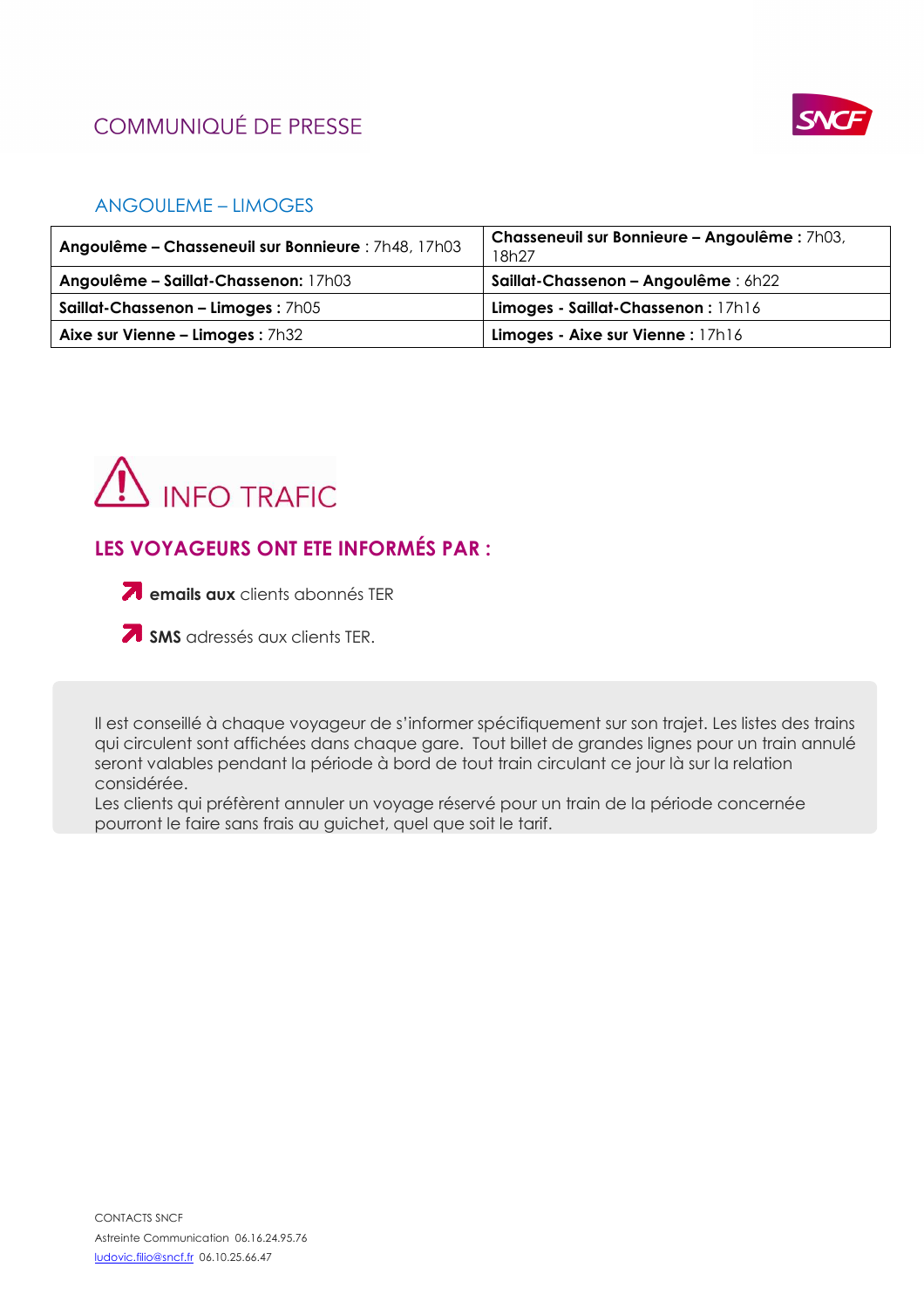# COMMUNIQUÉ DE PRESSE

## ANGOULEME – LIMOGES

| | |
|---|---|
| **Angoulême – Chasseneuil sur Bonnieure** : 7h48, 17h03 | **Chasseneuil sur Bonnieure – Angoulême :** 7h03, 18h27 |
| **Angoulême – Saillat-Chassenon:** 17h03 | **Saillat-Chassenon – Angoulême** : 6h22 |
| **Saillat-Chassenon – Limoges :** 7h05 | **Limoges - Saillat-Chassenon :** 17h16 |
| **Aixe sur Vienne – Limoges :** 7h32 | **Limoges - Aixe sur Vienne :** 17h16 |

## INFO TRAFIC

### LES VOYAGEURS ONT ETE INFORMÉS PAR :

- **emails aux** clients abonnés TER
- **SMS** adressés aux clients TER.

Il est conseillé à chaque voyageur de s'informer spécifiquement sur son trajet. Les listes des trains qui circulent sont affichées dans chaque gare. Tout billet de grandes lignes pour un train annulé seront valables pendant la période à bord de tout train circulant ce jour là sur la relation considérée.
Les clients qui préfèrent annuler un voyage réservé pour un train de la période concernée pourront le faire sans frais au guichet, quel que soit le tarif.

CONTACTS SNCF
Astreinte Communication 06.16.24.95.76
ludovic.filio@sncf.fr 06.10.25.66.47